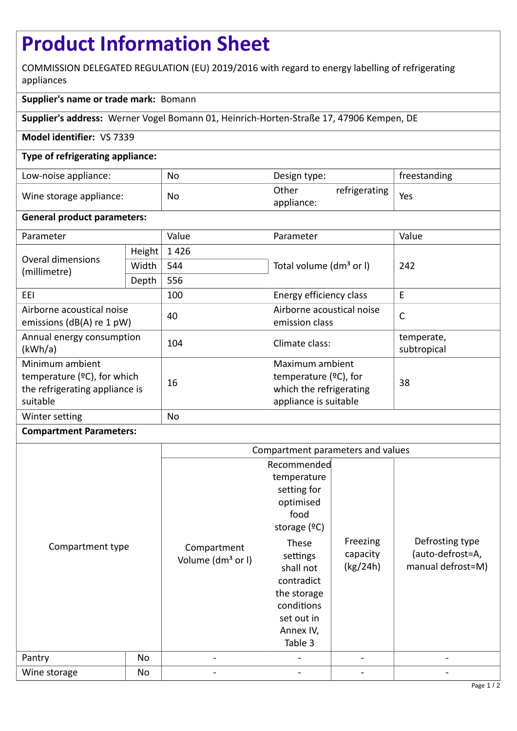# Product Information Sheet

COMMISSION DELEGATED REGULATION (EU) 2019/2016 with regard to energy labelling of refrigerating appliances

**Supplier's name or trade mark:** Bomann

**Supplier's address:** Werner Vogel Bomann 01, Heinrich-Horten-Straße 17, 47906 Kempen, DE

**Model identifier:** VS 7339

**Type of refrigerating appliance:**

| | | | |
|---|---|---|---|
| Low-noise appliance: | No | Design type: | freestanding |
| Wine storage appliance: | No | Other refrigerating appliance: | Yes |

**General product parameters:**

| Parameter | | Value | Parameter | Value |
|---|---|---|---|---|
| Overal dimensions (millimetre) | Height | 1 426 | Total volume (dm³ or l) | 242 |
| | Width | 544 | | |
| | Depth | 556 | | |
| EEI | | 100 | Energy efficiency class | E |
| Airborne acoustical noise emissions (dB(A) re 1 pW) | | 40 | Airborne acoustical noise emission class | C |
| Annual energy consumption (kWh/a) | | 104 | Climate class: | temperate, subtropical |
| Minimum ambient temperature (ºC), for which the refrigerating appliance is suitable | | 16 | Maximum ambient temperature (ºC), for which the refrigerating appliance is suitable | 38 |
| Winter setting | | No | | |

**Compartment Parameters:**

| Compartment type | | Compartment parameters and values | | | |
|---|---|---|---|---|---|
| | | Compartment Volume (dm³ or l) | Recommended temperature setting for optimised food storage (ºC) These settings shall not contradict the storage conditions set out in Annex IV, Table 3 | Freezing capacity (kg/24h) | Defrosting type (auto-defrost=A, manual defrost=M) |
| Pantry | No | - | - | - | - |
| Wine storage | No | - | - | - | - |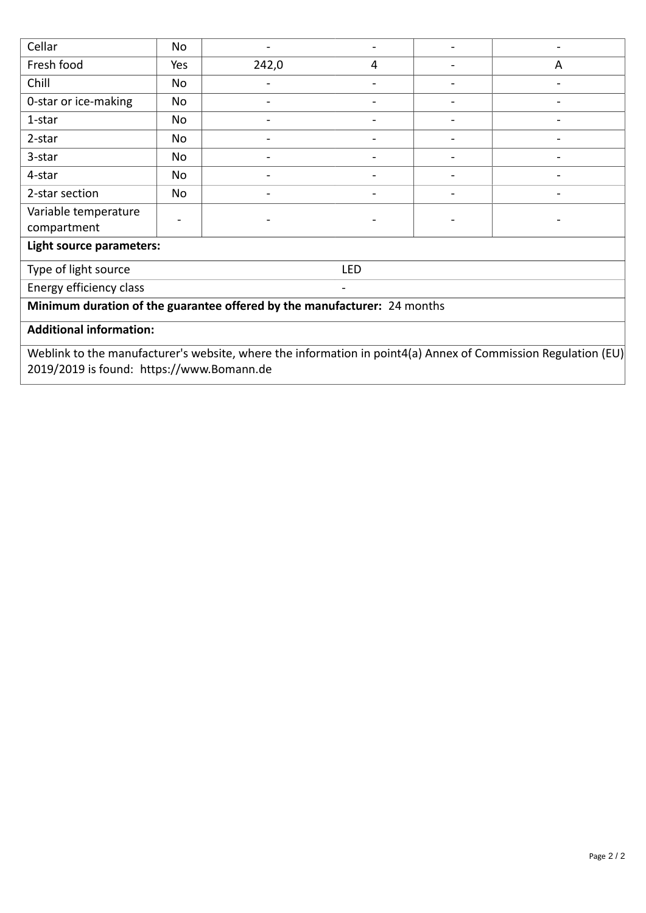| | | | | | |
|---|---|---|---|---|---|
| Cellar | No | - | - | - | - |
| Fresh food | Yes | 242,0 | 4 | - | A |
| Chill | No | - | - | - | - |
| 0-star or ice-making | No | - | - | - | - |
| 1-star | No | - | - | - | - |
| 2-star | No | - | - | - | - |
| 3-star | No | - | - | - | - |
| 4-star | No | - | - | - | - |
| 2-star section | No | - | - | - | - |
| Variable temperature compartment | - | - | - | - | - |

**Light source parameters:**

| | |
|---|---|
| Type of light source | LED |
| Energy efficiency class | - |

**Minimum duration of the guarantee offered by the manufacturer:** 24 months

**Additional information:**

Weblink to the manufacturer's website, where the information in point4(a) Annex of Commission Regulation (EU) 2019/2019 is found: https://www.Bomann.de